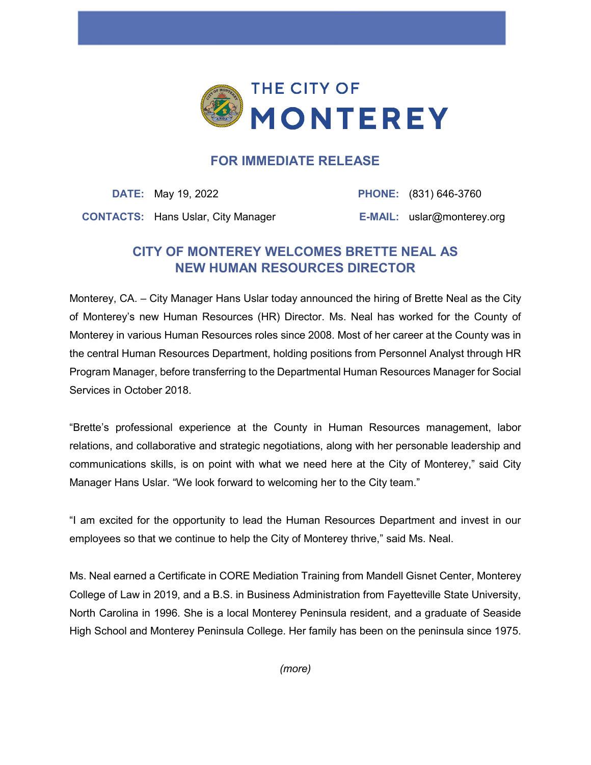# THE CITY OF MONTEREY

## FOR IMMEDIATE RELEASE

**DATE:** May 19, 2022

**CONTACTS:** Hans Uslar, City Manager

**PHONE:** (831) 646-3760

**E-MAIL:** uslar@monterey.org

## CITY OF MONTEREY WELCOMES BRETTE NEAL AS NEW HUMAN RESOURCES DIRECTOR

Monterey, CA. – City Manager Hans Uslar today announced the hiring of Brette Neal as the City of Monterey's new Human Resources (HR) Director. Ms. Neal has worked for the County of Monterey in various Human Resources roles since 2008. Most of her career at the County was in the central Human Resources Department, holding positions from Personnel Analyst through HR Program Manager, before transferring to the Departmental Human Resources Manager for Social Services in October 2018.

"Brette's professional experience at the County in Human Resources management, labor relations, and collaborative and strategic negotiations, along with her personable leadership and communications skills, is on point with what we need here at the City of Monterey," said City Manager Hans Uslar. "We look forward to welcoming her to the City team."

"I am excited for the opportunity to lead the Human Resources Department and invest in our employees so that we continue to help the City of Monterey thrive," said Ms. Neal.

Ms. Neal earned a Certificate in CORE Mediation Training from Mandell Gisnet Center, Monterey College of Law in 2019, and a B.S. in Business Administration from Fayetteville State University, North Carolina in 1996. She is a local Monterey Peninsula resident, and a graduate of Seaside High School and Monterey Peninsula College. Her family has been on the peninsula since 1975.

*(more)*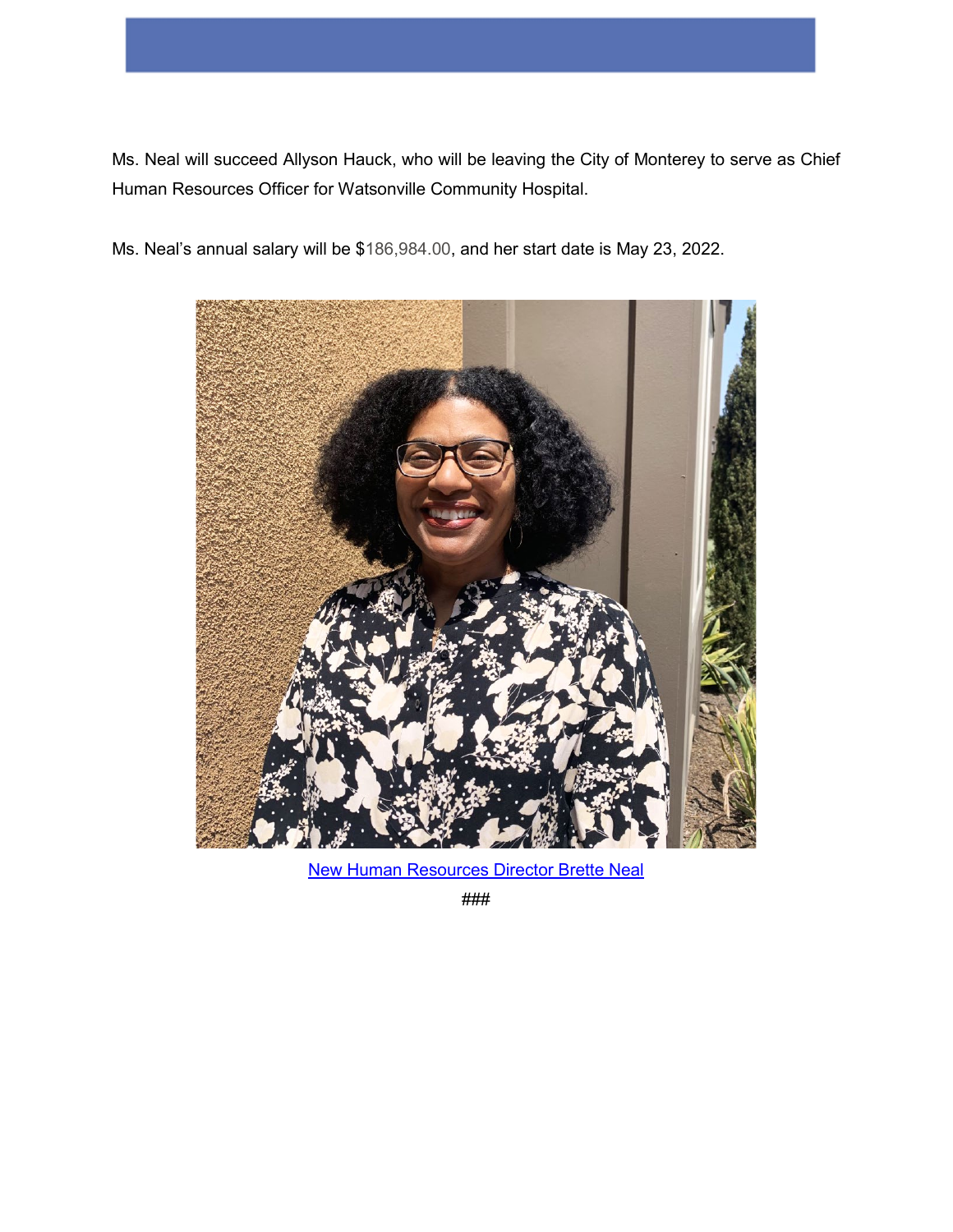Ms. Neal will succeed Allyson Hauck, who will be leaving the City of Monterey to serve as Chief Human Resources Officer for Watsonville Community Hospital.

Ms. Neal's annual salary will be $186,984.00, and her start date is May 23, 2022.

[New Human Resources Director Brette Neal](#)

###